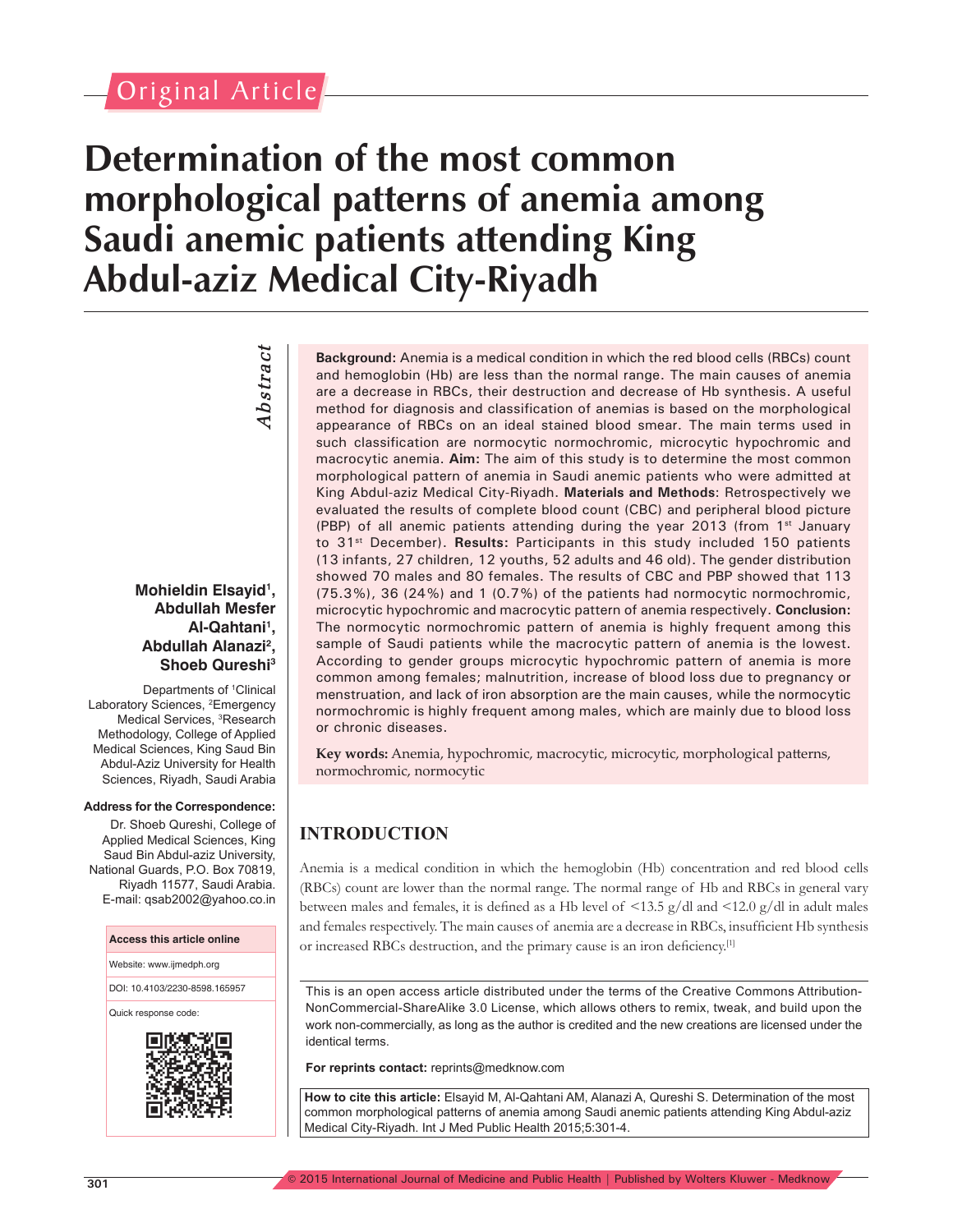Original Article

# Determination of the most common morphological patterns of anemia among Saudi anemic patients attending King Abdul-aziz Medical City-Riyadh

**Mohieldin Elsayid[1], Abdullah Mesfer Al-Qahtani[1], Abdullah Alanazi[2], Shoeb Qureshi[3]**

Departments of [1]Clinical Laboratory Sciences, [2]Emergency Medical Services, [3]Research Methodology, College of Applied Medical Sciences, King Saud Bin Abdul-Aziz University for Health Sciences, Riyadh, Saudi Arabia

**Address for the Correspondence:**

Dr. Shoeb Qureshi, College of Applied Medical Sciences, King Saud Bin Abdul-aziz University, National Guards, P.O. Box 70819, Riyadh 11577, Saudi Arabia.
E-mail: qsab2002@yahoo.co.in

**Access this article online**

Website: www.ijmedph.org

DOI: 10.4103/2230-8598.165957

Quick response code:

## *Abstract*

**Background:** Anemia is a medical condition in which the red blood cells (RBCs) count and hemoglobin (Hb) are less than the normal range. The main causes of anemia are a decrease in RBCs, their destruction and decrease of Hb synthesis. A useful method for diagnosis and classification of anemias is based on the morphological appearance of RBCs on an ideal stained blood smear. The main terms used in such classification are normocytic normochromic, microcytic hypochromic and macrocytic anemia. **Aim:** The aim of this study is to determine the most common morphological pattern of anemia in Saudi anemic patients who were admitted at King Abdul-aziz Medical City-Riyadh. **Materials and Methods**: Retrospectively we evaluated the results of complete blood count (CBC) and peripheral blood picture (PBP) of all anemic patients attending during the year 2013 (from 1st January to 31st December). **Results:** Participants in this study included 150 patients (13 infants, 27 children, 12 youths, 52 adults and 46 old). The gender distribution showed 70 males and 80 females. The results of CBC and PBP showed that 113 (75.3%), 36 (24%) and 1 (0.7%) of the patients had normocytic normochromic, microcytic hypochromic and macrocytic pattern of anemia respectively. **Conclusion:** The normocytic normochromic pattern of anemia is highly frequent among this sample of Saudi patients while the macrocytic pattern of anemia is the lowest. According to gender groups microcytic hypochromic pattern of anemia is more common among females; malnutrition, increase of blood loss due to pregnancy or menstruation, and lack of iron absorption are the main causes, while the normocytic normochromic is highly frequent among males, which are mainly due to blood loss or chronic diseases.

**Key words:** Anemia, hypochromic, macrocytic, microcytic, morphological patterns, normochromic, normocytic

## INTRODUCTION

Anemia is a medical condition in which the hemoglobin (Hb) concentration and red blood cells (RBCs) count are lower than the normal range. The normal range of Hb and RBCs in general vary between males and females, it is defined as a Hb level of <13.5 g/dl and <12.0 g/dl in adult males and females respectively. The main causes of anemia are a decrease in RBCs, insufficient Hb synthesis or increased RBCs destruction, and the primary cause is an iron deficiency.[1]

This is an open access article distributed under the terms of the Creative Commons Attribution-NonCommercial-ShareAlike 3.0 License, which allows others to remix, tweak, and build upon the work non-commercially, as long as the author is credited and the new creations are licensed under the identical terms.

**For reprints contact:** reprints@medknow.com

**How to cite this article:** Elsayid M, Al-Qahtani AM, Alanazi A, Qureshi S. Determination of the most common morphological patterns of anemia among Saudi anemic patients attending King Abdul-aziz Medical City-Riyadh. Int J Med Public Health 2015;5:301-4.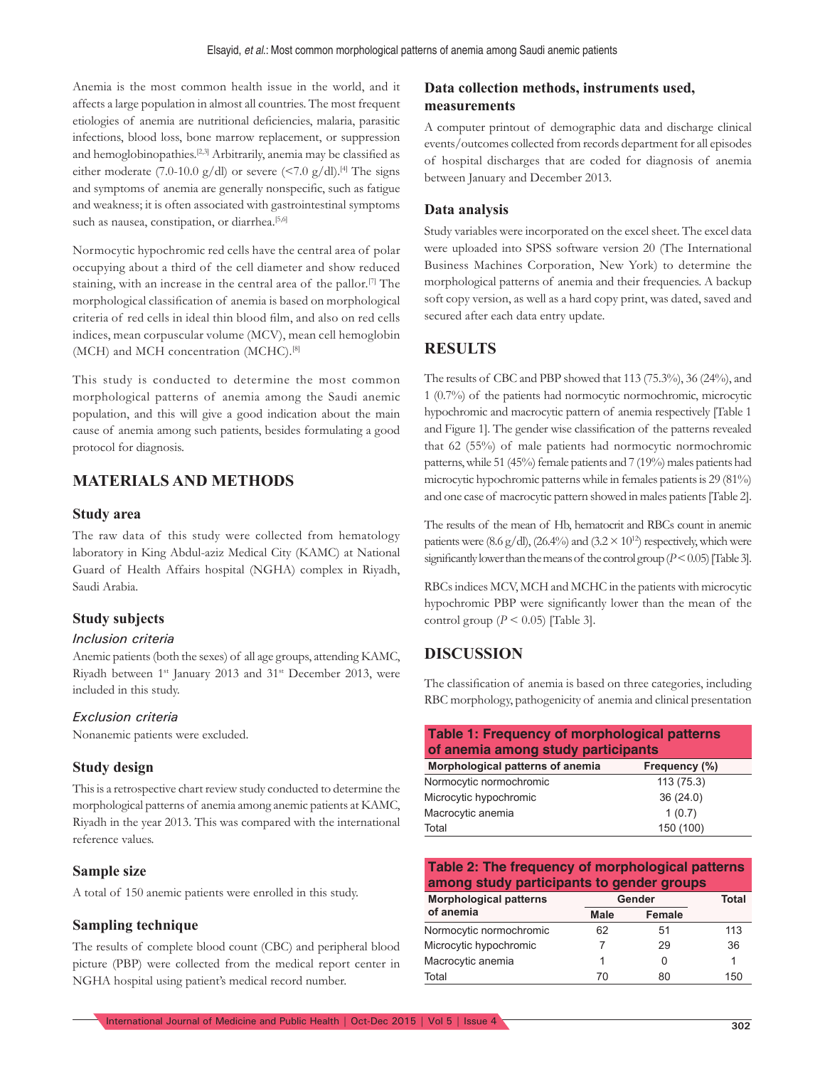Anemia is the most common health issue in the world, and it affects a large population in almost all countries. The most frequent etiologies of anemia are nutritional deficiencies, malaria, parasitic infections, blood loss, bone marrow replacement, or suppression and hemoglobinopathies.[2,3] Arbitrarily, anemia may be classified as either moderate (7.0-10.0 g/dl) or severe (<7.0 g/dl).[4] The signs and symptoms of anemia are generally nonspecific, such as fatigue and weakness; it is often associated with gastrointestinal symptoms such as nausea, constipation, or diarrhea.[5,6]

Normocytic hypochromic red cells have the central area of polar occupying about a third of the cell diameter and show reduced staining, with an increase in the central area of the pallor.[7] The morphological classification of anemia is based on morphological criteria of red cells in ideal thin blood film, and also on red cells indices, mean corpuscular volume (MCV), mean cell hemoglobin (MCH) and MCH concentration (MCHC).[8]

This study is conducted to determine the most common morphological patterns of anemia among the Saudi anemic population, and this will give a good indication about the main cause of anemia among such patients, besides formulating a good protocol for diagnosis.

## MATERIALS AND METHODS

### Study area

The raw data of this study were collected from hematology laboratory in King Abdul-aziz Medical City (KAMC) at National Guard of Health Affairs hospital (NGHA) complex in Riyadh, Saudi Arabia.

### Study subjects

#### *Inclusion criteria*

Anemic patients (both the sexes) of all age groups, attending KAMC, Riyadh between 1st January 2013 and 31st December 2013, were included in this study.

#### *Exclusion criteria*

Nonanemic patients were excluded.

### Study design

This is a retrospective chart review study conducted to determine the morphological patterns of anemia among anemic patients at KAMC, Riyadh in the year 2013. This was compared with the international reference values.

### Sample size

A total of 150 anemic patients were enrolled in this study.

### Sampling technique

The results of complete blood count (CBC) and peripheral blood picture (PBP) were collected from the medical report center in NGHA hospital using patient's medical record number.

### Data collection methods, instruments used, measurements

A computer printout of demographic data and discharge clinical events/outcomes collected from records department for all episodes of hospital discharges that are coded for diagnosis of anemia between January and December 2013.

### Data analysis

Study variables were incorporated on the excel sheet. The excel data were uploaded into SPSS software version 20 (The International Business Machines Corporation, New York) to determine the morphological patterns of anemia and their frequencies. A backup soft copy version, as well as a hard copy print, was dated, saved and secured after each data entry update.

## RESULTS

The results of CBC and PBP showed that 113 (75.3%), 36 (24%), and 1 (0.7%) of the patients had normocytic normochromic, microcytic hypochromic and macrocytic pattern of anemia respectively [Table 1 and Figure 1]. The gender wise classification of the patterns revealed that 62 (55%) of male patients had normocytic normochromic patterns, while 51 (45%) female patients and 7 (19%) males patients had microcytic hypochromic patterns while in females patients is 29 (81%) and one case of macrocytic pattern showed in males patients [Table 2].

The results of the mean of Hb, hematocrit and RBCs count in anemic patients were (8.6 g/dl), (26.4%) and ($3.2 \times 10^{12}$) respectively, which were significantly lower than the means of the control group ($P < 0.05$) [Table 3].

RBCs indices MCV, MCH and MCHC in the patients with microcytic hypochromic PBP were significantly lower than the mean of the control group ($P < 0.05$) [Table 3].

## DISCUSSION

The classification of anemia is based on three categories, including RBC morphology, pathogenicity of anemia and clinical presentation

**Table 1: Frequency of morphological patterns of anemia among study participants**

| Morphological patterns of anemia | Frequency (%) |
|---|---|
| Normocytic normochromic | 113 (75.3) |
| Microcytic hypochromic | 36 (24.0) |
| Macrocytic anemia | 1 (0.7) |
| Total | 150 (100) |

**Table 2: The frequency of morphological patterns among study participants to gender groups**

| Morphological patterns of anemia | Gender | | Total |
|---|---|---|---|
| | Male | Female | |
| Normocytic normochromic | 62 | 51 | 113 |
| Microcytic hypochromic | 7 | 29 | 36 |
| Macrocytic anemia | 1 | 0 | 1 |
| Total | 70 | 80 | 150 |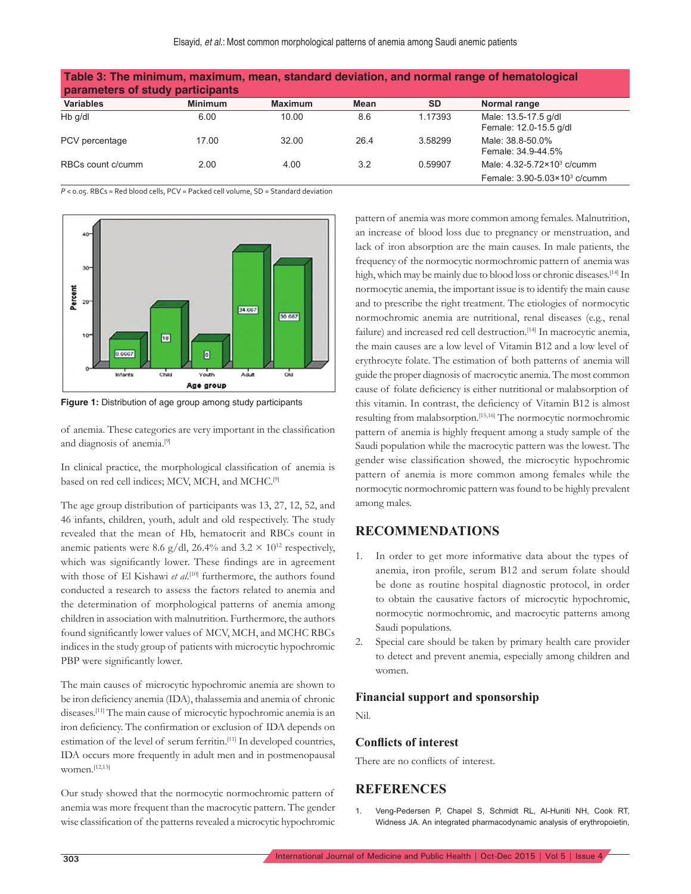**Table 3: The minimum, maximum, mean, standard deviation, and normal range of hematological parameters of study participants**

| Variables | Minimum | Maximum | Mean | SD | Normal range |
|---|---|---|---|---|---|
| Hb g/dl | 6.00 | 10.00 | 8.6 | 1.17393 | Male: 13.5-17.5 g/dl<br>Female: 12.0-15.5 g/dl |
| PCV percentage | 17.00 | 32.00 | 26.4 | 3.58299 | Male: 38.8-50.0%<br>Female: 34.9-44.5% |
| RBCs count c/cumm | 2.00 | 4.00 | 3.2 | 0.59907 | Male: 4.32-5.72×$10^3$ c/cumm<br>Female: 3.90-5.03×$10^3$ c/cumm |

$P < 0.05$. RBCs = Red blood cells, PCV = Packed cell volume, SD = Standard deviation

**Figure 1:** Distribution of age group among study participants

of anemia. These categories are very important in the classification and diagnosis of anemia.[9]

In clinical practice, the morphological classification of anemia is based on red cell indices; MCV, MCH, and MCHC.[9]

The age group distribution of participants was 13, 27, 12, 52, and 46 infants, children, youth, adult and old respectively. The study revealed that the mean of Hb, hematocrit and RBCs count in anemic patients were 8.6 g/dl, 26.4% and 3.2 × $10^{12}$ respectively, which was significantly lower. These findings are in agreement with those of El Kishawi *et al.*[10] furthermore, the authors found conducted a research to assess the factors related to anemia and the determination of morphological patterns of anemia among children in association with malnutrition. Furthermore, the authors found significantly lower values of MCV, MCH, and MCHC RBCs indices in the study group of patients with microcytic hypochromic PBP were significantly lower.

The main causes of microcytic hypochromic anemia are shown to be iron deficiency anemia (IDA), thalassemia and anemia of chronic diseases.[11] The main cause of microcytic hypochromic anemia is an iron deficiency. The confirmation or exclusion of IDA depends on estimation of the level of serum ferritin.[11] In developed countries, IDA occurs more frequently in adult men and in postmenopausal women.[12,13]

Our study showed that the normocytic normochromic pattern of anemia was more frequent than the macrocytic pattern. The gender wise classification of the patterns revealed a microcytic hypochromic pattern of anemia was more common among females. Malnutrition, an increase of blood loss due to pregnancy or menstruation, and lack of iron absorption are the main causes. In male patients, the frequency of the normocytic normochromic pattern of anemia was high, which may be mainly due to blood loss or chronic diseases.[14] In normocytic anemia, the important issue is to identify the main cause and to prescribe the right treatment. The etiologies of normocytic normochromic anemia are nutritional, renal diseases (e.g., renal failure) and increased red cell destruction.[14] In macrocytic anemia, the main causes are a low level of Vitamin B12 and a low level of erythrocyte folate. The estimation of both patterns of anemia will guide the proper diagnosis of macrocytic anemia. The most common cause of folate deficiency is either nutritional or malabsorption of this vitamin. In contrast, the deficiency of Vitamin B12 is almost resulting from malabsorption.[15,16] The normocytic normochromic pattern of anemia is highly frequent among a study sample of the Saudi population while the macrocytic pattern was the lowest. The gender wise classification showed, the microcytic hypochromic pattern of anemia is more common among females while the normocytic normochromic pattern was found to be highly prevalent among males.

## RECOMMENDATIONS

1. In order to get more informative data about the types of anemia, iron profile, serum B12 and serum folate should be done as routine hospital diagnostic protocol, in order to obtain the causative factors of microcytic hypochromic, normocytic normochromic, and macrocytic patterns among Saudi populations.
2. Special care should be taken by primary health care provider to detect and prevent anemia, especially among children and women.

### Financial support and sponsorship

Nil.

### Conflicts of interest

There are no conflicts of interest.

## REFERENCES

1. Veng-Pedersen P, Chapel S, Schmidt RL, Al-Huniti NH, Cook RT, Widness JA. An integrated pharmacodynamic analysis of erythropoietin,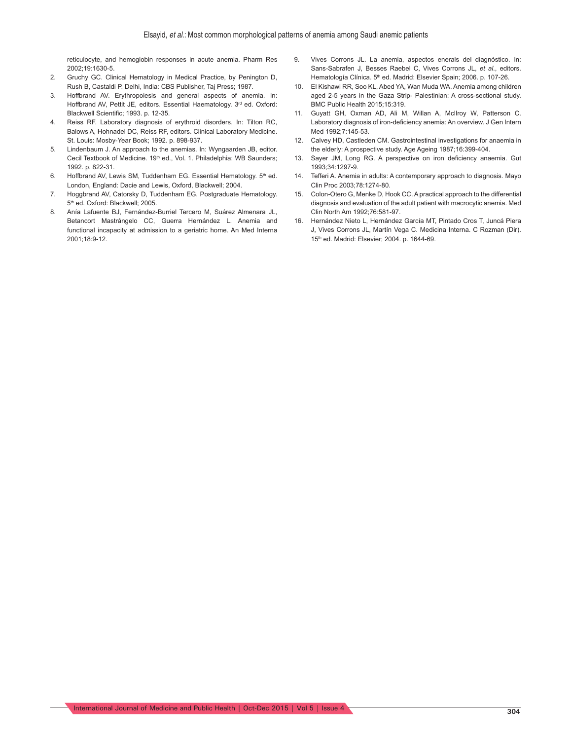reticulocyte, and hemoglobin responses in acute anemia. Pharm Res 2002;19:1630-5.

2. Gruchy GC. Clinical Hematology in Medical Practice, by Penington D, Rush B, Castaldi P. Delhi, India: CBS Publisher, Taj Press; 1987.
3. Hoffbrand AV. Erythropoiesis and general aspects of anemia. In: Hoffbrand AV, Pettit JE, editors. Essential Haematology. 3rd ed. Oxford: Blackwell Scientific; 1993. p. 12-35.
4. Reiss RF. Laboratory diagnosis of erythroid disorders. In: Tilton RC, Balows A, Hohnadel DC, Reiss RF, editors. Clinical Laboratory Medicine. St. Louis: Mosby-Year Book; 1992. p. 898-937.
5. Lindenbaum J. An approach to the anemias. In: Wyngaarden JB, editor. Cecil Textbook of Medicine. 19th ed., Vol. 1. Philadelphia: WB Saunders; 1992. p. 822-31.
6. Hoffbrand AV, Lewis SM, Tuddenham EG. Essential Hematology. 5th ed. London, England: Dacie and Lewis, Oxford, Blackwell; 2004.
7. Hoggbrand AV, Catorsky D, Tuddenham EG. Postgraduate Hematology. 5th ed. Oxford: Blackwell; 2005.
8. Anía Lafuente BJ, Fernández-Burriel Tercero M, Suárez Almenara JL, Betancort Mastrángelo CC, Guerra Hernández L. Anemia and functional incapacity at admission to a geriatric home. An Med Interna 2001;18:9-12.
9. Vives Corrons JL. La anemia, aspectos enerals del diagnóstico. In: Sans-Sabrafen J, Besses Raebel C, Vives Corrons JL, *et al*., editors. Hematología Clínica. 5th ed. Madrid: Elsevier Spain; 2006. p. 107-26.
10. El Kishawi RR, Soo KL, Abed YA, Wan Muda WA. Anemia among children aged 2-5 years in the Gaza Strip- Palestinian: A cross-sectional study. BMC Public Health 2015;15:319.
11. Guyatt GH, Oxman AD, Ali M, Willan A, McIlroy W, Patterson C. Laboratory diagnosis of iron-deficiency anemia: An overview. J Gen Intern Med 1992;7:145-53.
12. Calvey HD, Castleden CM. Gastrointestinal investigations for anaemia in the elderly: A prospective study. Age Ageing 1987;16:399-404.
13. Sayer JM, Long RG. A perspective on iron deficiency anaemia. Gut 1993;34:1297-9.
14. Tefferi A. Anemia in adults: A contemporary approach to diagnosis. Mayo Clin Proc 2003;78:1274-80.
15. Colon-Otero G, Menke D, Hook CC. A practical approach to the differential diagnosis and evaluation of the adult patient with macrocytic anemia. Med Clin North Am 1992;76:581-97.
16. Hernández Nieto L, Hernández García MT, Pintado Cros T, Juncá Piera J, Vives Corrons JL, Martín Vega C. Medicina Interna. C Rozman (Dir). 15th ed. Madrid: Elsevier; 2004. p. 1644-69.